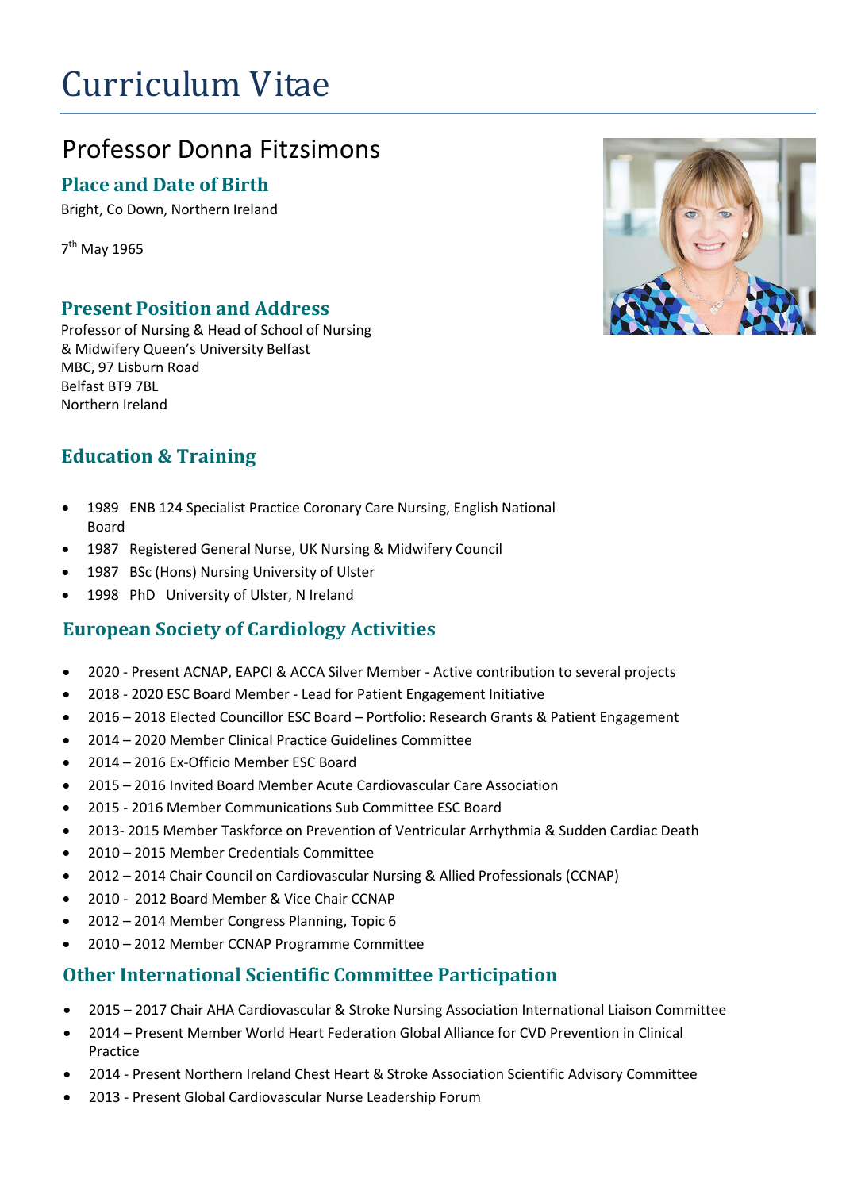# Curriculum Vitae

## Professor Donna Fitzsimons

### Place and Date of Birth

Bright, Co Down, Northern Ireland

7th May 1965

### Present Position and Address

Professor of Nursing & Head of School of Nursing & Midwifery Queen's University Belfast
MBC, 97 Lisburn Road
Belfast BT9 7BL
Northern Ireland

### Education & Training

- 1989 ENB 124 Specialist Practice Coronary Care Nursing, English National Board
- 1987 Registered General Nurse, UK Nursing & Midwifery Council
- 1987 BSc (Hons) Nursing University of Ulster
- 1998 PhD University of Ulster, N Ireland

### European Society of Cardiology Activities

- 2020 - Present ACNAP, EAPCI & ACCA Silver Member - Active contribution to several projects
- 2018 - 2020 ESC Board Member - Lead for Patient Engagement Initiative
- 2016 – 2018 Elected Councillor ESC Board – Portfolio: Research Grants & Patient Engagement
- 2014 – 2020 Member Clinical Practice Guidelines Committee
- 2014 – 2016 Ex-Officio Member ESC Board
- 2015 – 2016 Invited Board Member Acute Cardiovascular Care Association
- 2015 - 2016 Member Communications Sub Committee ESC Board
- 2013- 2015 Member Taskforce on Prevention of Ventricular Arrhythmia & Sudden Cardiac Death
- 2010 – 2015 Member Credentials Committee
- 2012 – 2014 Chair Council on Cardiovascular Nursing & Allied Professionals (CCNAP)
- 2010 - 2012 Board Member & Vice Chair CCNAP
- 2012 – 2014 Member Congress Planning, Topic 6
- 2010 – 2012 Member CCNAP Programme Committee

### Other International Scientific Committee Participation

- 2015 – 2017 Chair AHA Cardiovascular & Stroke Nursing Association International Liaison Committee
- 2014 – Present Member World Heart Federation Global Alliance for CVD Prevention in Clinical Practice
- 2014 - Present Northern Ireland Chest Heart & Stroke Association Scientific Advisory Committee
- 2013 - Present Global Cardiovascular Nurse Leadership Forum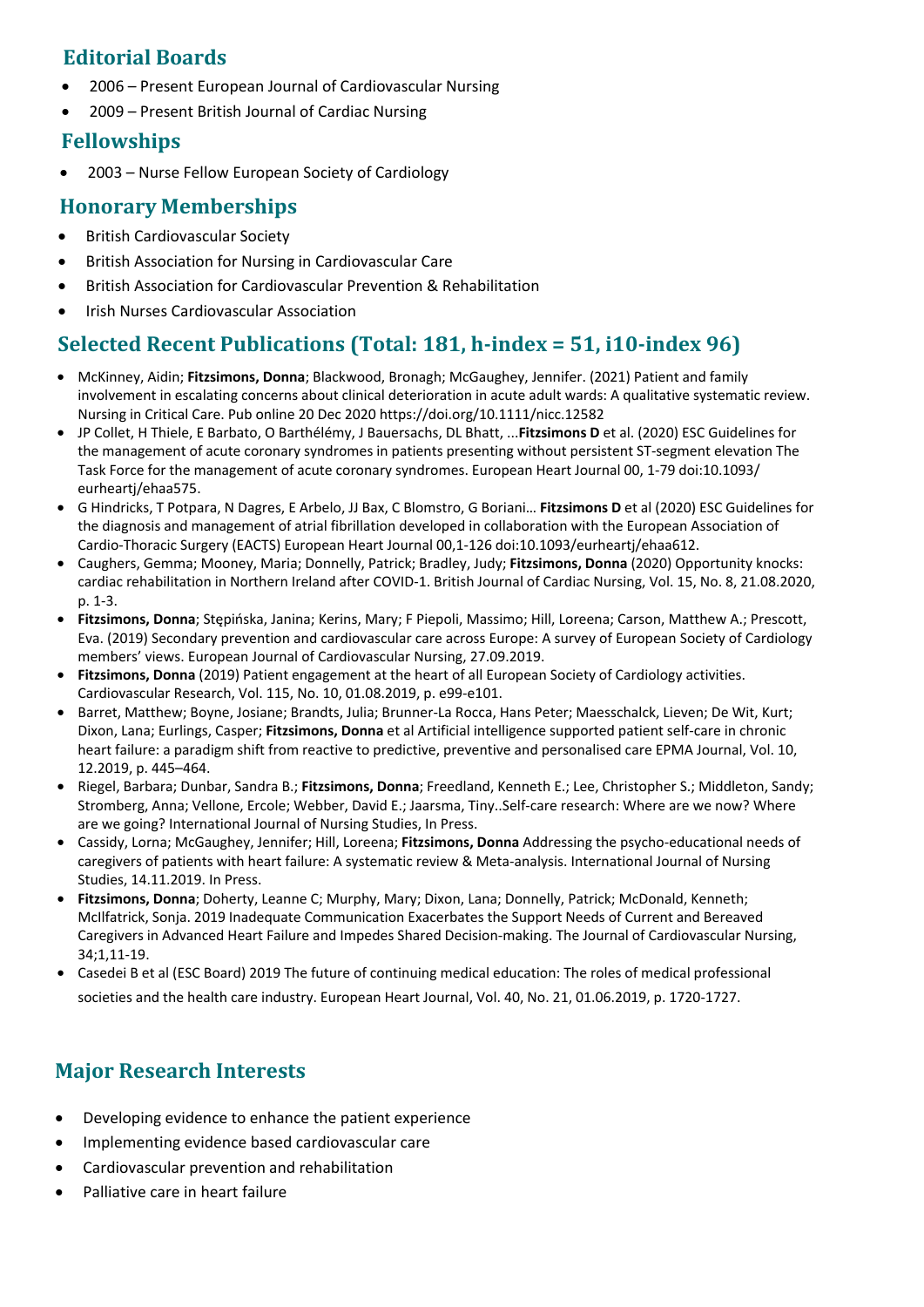## Editorial Boards

- 2006 – Present European Journal of Cardiovascular Nursing
- 2009 – Present British Journal of Cardiac Nursing

## Fellowships

- 2003 – Nurse Fellow European Society of Cardiology

## Honorary Memberships

- British Cardiovascular Society
- British Association for Nursing in Cardiovascular Care
- British Association for Cardiovascular Prevention & Rehabilitation
- Irish Nurses Cardiovascular Association

## Selected Recent Publications (Total: 181, h-index = 51, i10-index 96)

- McKinney, Aidin; **Fitzsimons, Donna**; Blackwood, Bronagh; McGaughey, Jennifer. (2021) Patient and family involvement in escalating concerns about clinical deterioration in acute adult wards: A qualitative systematic review. Nursing in Critical Care. Pub online 20 Dec 2020 https://doi.org/10.1111/nicc.12582
- JP Collet, H Thiele, E Barbato, O Barthélémy, J Bauersachs, DL Bhatt, ...**Fitzsimons D** et al. (2020) ESC Guidelines for the management of acute coronary syndromes in patients presenting without persistent ST-segment elevation The Task Force for the management of acute coronary syndromes. European Heart Journal 00, 1-79 doi:10.1093/ eurheartj/ehaa575.
- G Hindricks, T Potpara, N Dagres, E Arbelo, JJ Bax, C Blomstro, G Boriani… **Fitzsimons D** et al (2020) ESC Guidelines for the diagnosis and management of atrial fibrillation developed in collaboration with the European Association of Cardio-Thoracic Surgery (EACTS) European Heart Journal 00,1-126 doi:10.1093/eurheartj/ehaa612.
- Caughers, Gemma; Mooney, Maria; Donnelly, Patrick; Bradley, Judy; **Fitzsimons, Donna** (2020) Opportunity knocks: cardiac rehabilitation in Northern Ireland after COVID-1. British Journal of Cardiac Nursing, Vol. 15, No. 8, 21.08.2020, p. 1-3.
- **Fitzsimons, Donna**; Stępińska, Janina; Kerins, Mary; F Piepoli, Massimo; Hill, Loreena; Carson, Matthew A.; Prescott, Eva. (2019) Secondary prevention and cardiovascular care across Europe: A survey of European Society of Cardiology members' views. European Journal of Cardiovascular Nursing, 27.09.2019.
- **Fitzsimons, Donna** (2019) Patient engagement at the heart of all European Society of Cardiology activities. Cardiovascular Research, Vol. 115, No. 10, 01.08.2019, p. e99-e101.
- Barret, Matthew; Boyne, Josiane; Brandts, Julia; Brunner-La Rocca, Hans Peter; Maesschalck, Lieven; De Wit, Kurt; Dixon, Lana; Eurlings, Casper; **Fitzsimons, Donna** et al Artificial intelligence supported patient self-care in chronic heart failure: a paradigm shift from reactive to predictive, preventive and personalised care EPMA Journal, Vol. 10, 12.2019, p. 445–464.
- Riegel, Barbara; Dunbar, Sandra B.; **Fitzsimons, Donna**; Freedland, Kenneth E.; Lee, Christopher S.; Middleton, Sandy; Stromberg, Anna; Vellone, Ercole; Webber, David E.; Jaarsma, Tiny..Self-care research: Where are we now? Where are we going? International Journal of Nursing Studies, In Press.
- Cassidy, Lorna; McGaughey, Jennifer; Hill, Loreena; **Fitzsimons, Donna** Addressing the psycho-educational needs of caregivers of patients with heart failure: A systematic review & Meta-analysis. International Journal of Nursing Studies, 14.11.2019. In Press.
- **Fitzsimons, Donna**; Doherty, Leanne C; Murphy, Mary; Dixon, Lana; Donnelly, Patrick; McDonald, Kenneth; McIlfatrick, Sonja. 2019 Inadequate Communication Exacerbates the Support Needs of Current and Bereaved Caregivers in Advanced Heart Failure and Impedes Shared Decision-making. The Journal of Cardiovascular Nursing, 34;1,11-19.
- Casedei B et al (ESC Board) 2019 The future of continuing medical education: The roles of medical professional societies and the health care industry. European Heart Journal, Vol. 40, No. 21, 01.06.2019, p. 1720-1727.

## Major Research Interests

- Developing evidence to enhance the patient experience
- Implementing evidence based cardiovascular care
- Cardiovascular prevention and rehabilitation
- Palliative care in heart failure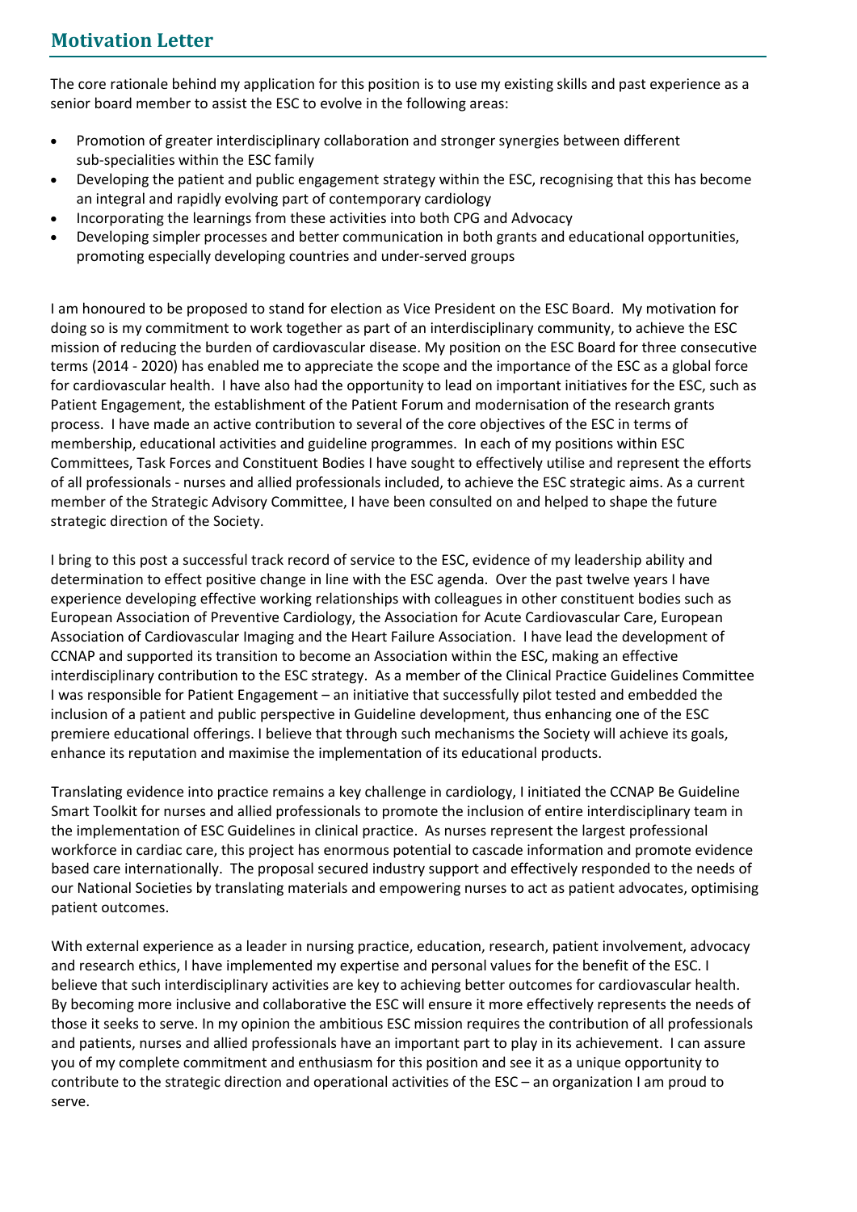## Motivation Letter

The core rationale behind my application for this position is to use my existing skills and past experience as a senior board member to assist the ESC to evolve in the following areas:

- Promotion of greater interdisciplinary collaboration and stronger synergies between different sub-specialities within the ESC family
- Developing the patient and public engagement strategy within the ESC, recognising that this has become an integral and rapidly evolving part of contemporary cardiology
- Incorporating the learnings from these activities into both CPG and Advocacy
- Developing simpler processes and better communication in both grants and educational opportunities, promoting especially developing countries and under-served groups

I am honoured to be proposed to stand for election as Vice President on the ESC Board. My motivation for doing so is my commitment to work together as part of an interdisciplinary community, to achieve the ESC mission of reducing the burden of cardiovascular disease. My position on the ESC Board for three consecutive terms (2014 - 2020) has enabled me to appreciate the scope and the importance of the ESC as a global force for cardiovascular health. I have also had the opportunity to lead on important initiatives for the ESC, such as Patient Engagement, the establishment of the Patient Forum and modernisation of the research grants process. I have made an active contribution to several of the core objectives of the ESC in terms of membership, educational activities and guideline programmes. In each of my positions within ESC Committees, Task Forces and Constituent Bodies I have sought to effectively utilise and represent the efforts of all professionals - nurses and allied professionals included, to achieve the ESC strategic aims. As a current member of the Strategic Advisory Committee, I have been consulted on and helped to shape the future strategic direction of the Society.

I bring to this post a successful track record of service to the ESC, evidence of my leadership ability and determination to effect positive change in line with the ESC agenda. Over the past twelve years I have experience developing effective working relationships with colleagues in other constituent bodies such as European Association of Preventive Cardiology, the Association for Acute Cardiovascular Care, European Association of Cardiovascular Imaging and the Heart Failure Association. I have lead the development of CCNAP and supported its transition to become an Association within the ESC, making an effective interdisciplinary contribution to the ESC strategy. As a member of the Clinical Practice Guidelines Committee I was responsible for Patient Engagement – an initiative that successfully pilot tested and embedded the inclusion of a patient and public perspective in Guideline development, thus enhancing one of the ESC premiere educational offerings. I believe that through such mechanisms the Society will achieve its goals, enhance its reputation and maximise the implementation of its educational products.

Translating evidence into practice remains a key challenge in cardiology, I initiated the CCNAP Be Guideline Smart Toolkit for nurses and allied professionals to promote the inclusion of entire interdisciplinary team in the implementation of ESC Guidelines in clinical practice. As nurses represent the largest professional workforce in cardiac care, this project has enormous potential to cascade information and promote evidence based care internationally. The proposal secured industry support and effectively responded to the needs of our National Societies by translating materials and empowering nurses to act as patient advocates, optimising patient outcomes.

With external experience as a leader in nursing practice, education, research, patient involvement, advocacy and research ethics, I have implemented my expertise and personal values for the benefit of the ESC. I believe that such interdisciplinary activities are key to achieving better outcomes for cardiovascular health. By becoming more inclusive and collaborative the ESC will ensure it more effectively represents the needs of those it seeks to serve. In my opinion the ambitious ESC mission requires the contribution of all professionals and patients, nurses and allied professionals have an important part to play in its achievement. I can assure you of my complete commitment and enthusiasm for this position and see it as a unique opportunity to contribute to the strategic direction and operational activities of the ESC – an organization I am proud to serve.